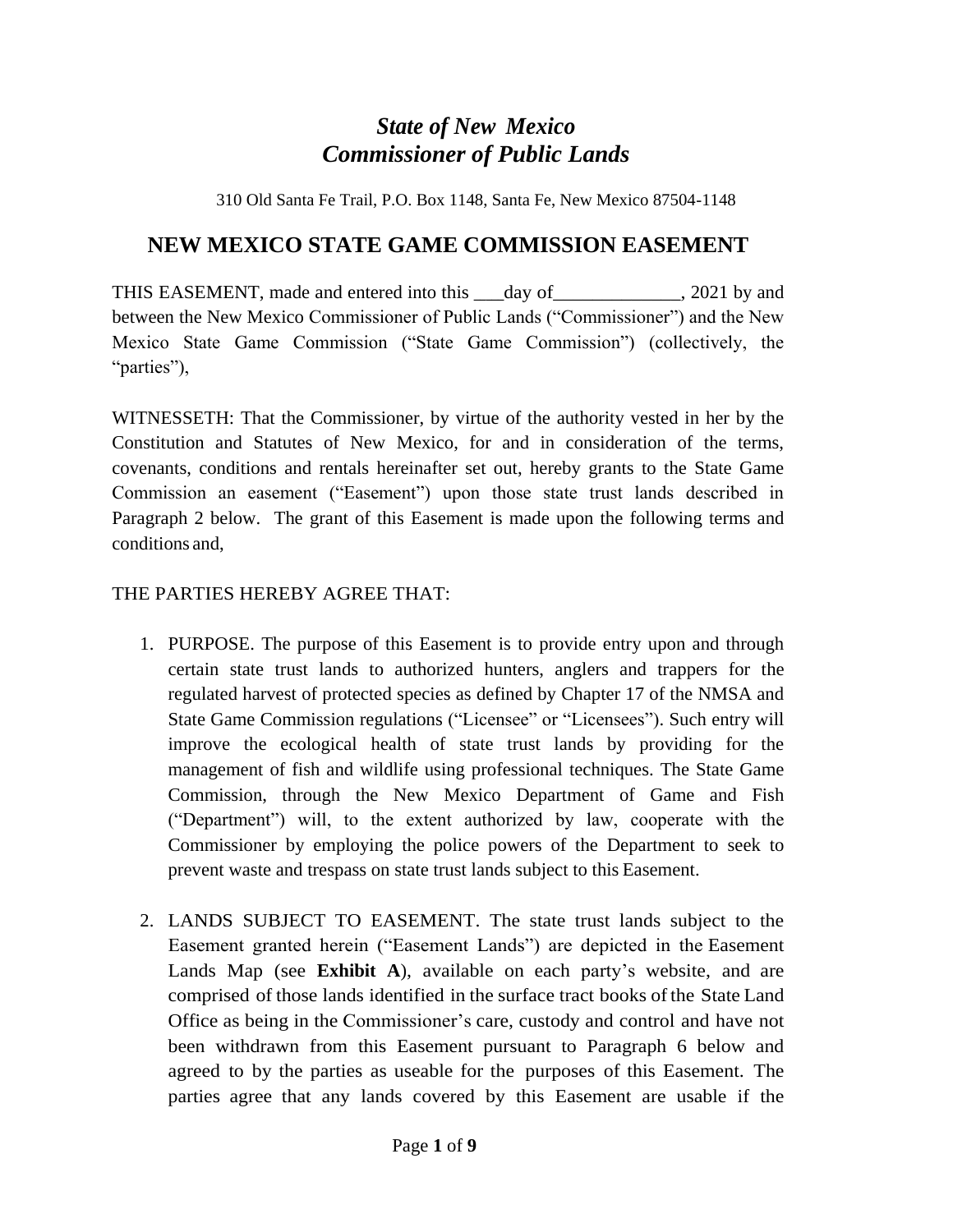# *State of New Mexico*
# *Commissioner of Public Lands*

310 Old Santa Fe Trail, P.O. Box 1148, Santa Fe, New Mexico 87504-1148

## NEW MEXICO STATE GAME COMMISSION EASEMENT

THIS EASEMENT, made and entered into this ___day of_____________, 2021 by and between the New Mexico Commissioner of Public Lands ("Commissioner") and the New Mexico State Game Commission ("State Game Commission") (collectively, the "parties"),

WITNESSETH: That the Commissioner, by virtue of the authority vested in her by the Constitution and Statutes of New Mexico, for and in consideration of the terms, covenants, conditions and rentals hereinafter set out, hereby grants to the State Game Commission an easement ("Easement") upon those state trust lands described in Paragraph 2 below. The grant of this Easement is made upon the following terms and conditions and,

THE PARTIES HEREBY AGREE THAT:

1. PURPOSE. The purpose of this Easement is to provide entry upon and through certain state trust lands to authorized hunters, anglers and trappers for the regulated harvest of protected species as defined by Chapter 17 of the NMSA and State Game Commission regulations ("Licensee" or "Licensees"). Such entry will improve the ecological health of state trust lands by providing for the management of fish and wildlife using professional techniques. The State Game Commission, through the New Mexico Department of Game and Fish ("Department") will, to the extent authorized by law, cooperate with the Commissioner by employing the police powers of the Department to seek to prevent waste and trespass on state trust lands subject to this Easement.

2. LANDS SUBJECT TO EASEMENT. The state trust lands subject to the Easement granted herein ("Easement Lands") are depicted in the Easement Lands Map (see **Exhibit A**), available on each party's website, and are comprised of those lands identified in the surface tract books of the State Land Office as being in the Commissioner's care, custody and control and have not been withdrawn from this Easement pursuant to Paragraph 6 below and agreed to by the parties as useable for the purposes of this Easement. The parties agree that any lands covered by this Easement are usable if the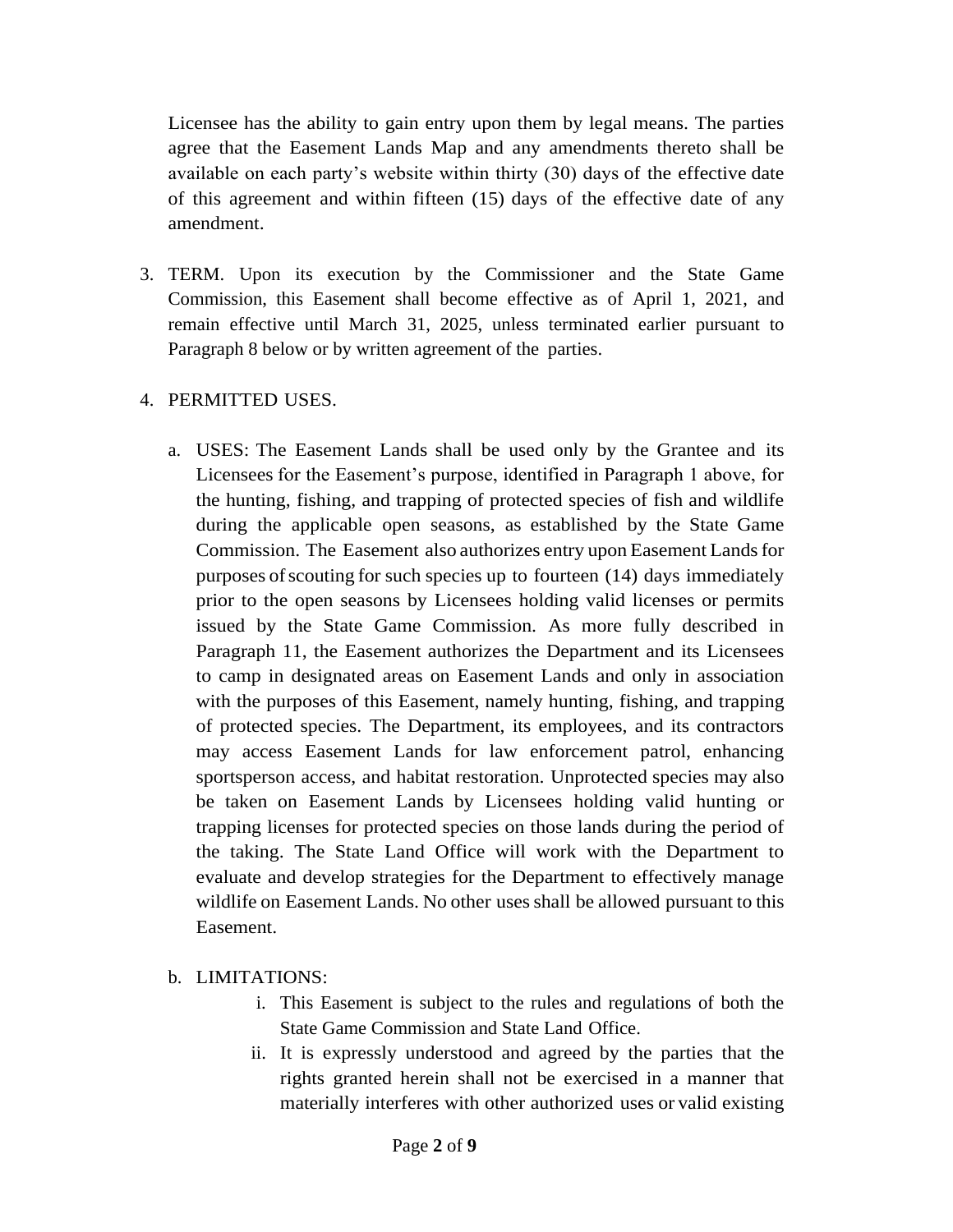Licensee has the ability to gain entry upon them by legal means. The parties agree that the Easement Lands Map and any amendments thereto shall be available on each party's website within thirty (30) days of the effective date of this agreement and within fifteen (15) days of the effective date of any amendment.

3. TERM. Upon its execution by the Commissioner and the State Game Commission, this Easement shall become effective as of April 1, 2021, and remain effective until March 31, 2025, unless terminated earlier pursuant to Paragraph 8 below or by written agreement of the parties.

4. PERMITTED USES.

   a. USES: The Easement Lands shall be used only by the Grantee and its Licensees for the Easement's purpose, identified in Paragraph 1 above, for the hunting, fishing, and trapping of protected species of fish and wildlife during the applicable open seasons, as established by the State Game Commission. The Easement also authorizes entry upon Easement Lands for purposes of scouting for such species up to fourteen (14) days immediately prior to the open seasons by Licensees holding valid licenses or permits issued by the State Game Commission. As more fully described in Paragraph 11, the Easement authorizes the Department and its Licensees to camp in designated areas on Easement Lands and only in association with the purposes of this Easement, namely hunting, fishing, and trapping of protected species. The Department, its employees, and its contractors may access Easement Lands for law enforcement patrol, enhancing sportsperson access, and habitat restoration. Unprotected species may also be taken on Easement Lands by Licensees holding valid hunting or trapping licenses for protected species on those lands during the period of the taking. The State Land Office will work with the Department to evaluate and develop strategies for the Department to effectively manage wildlife on Easement Lands. No other uses shall be allowed pursuant to this Easement.

   b. LIMITATIONS:

      i. This Easement is subject to the rules and regulations of both the State Game Commission and State Land Office.

      ii. It is expressly understood and agreed by the parties that the rights granted herein shall not be exercised in a manner that materially interferes with other authorized uses or valid existing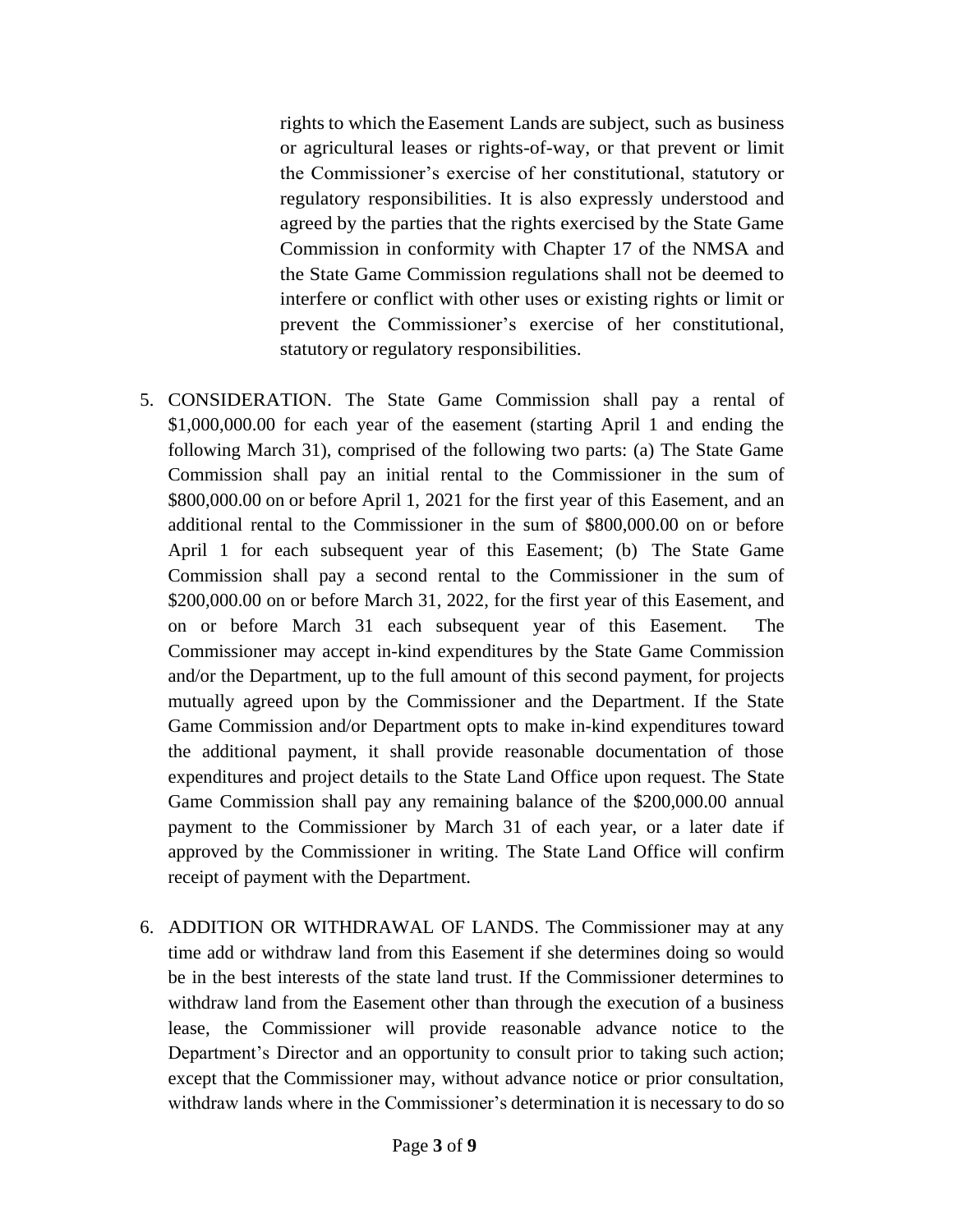rights to which the Easement Lands are subject, such as business or agricultural leases or rights-of-way, or that prevent or limit the Commissioner's exercise of her constitutional, statutory or regulatory responsibilities. It is also expressly understood and agreed by the parties that the rights exercised by the State Game Commission in conformity with Chapter 17 of the NMSA and the State Game Commission regulations shall not be deemed to interfere or conflict with other uses or existing rights or limit or prevent the Commissioner's exercise of her constitutional, statutory or regulatory responsibilities.

5. CONSIDERATION. The State Game Commission shall pay a rental of $1,000,000.00 for each year of the easement (starting April 1 and ending the following March 31), comprised of the following two parts: (a) The State Game Commission shall pay an initial rental to the Commissioner in the sum of $800,000.00 on or before April 1, 2021 for the first year of this Easement, and an additional rental to the Commissioner in the sum of $800,000.00 on or before April 1 for each subsequent year of this Easement; (b) The State Game Commission shall pay a second rental to the Commissioner in the sum of $200,000.00 on or before March 31, 2022, for the first year of this Easement, and on or before March 31 each subsequent year of this Easement. The Commissioner may accept in-kind expenditures by the State Game Commission and/or the Department, up to the full amount of this second payment, for projects mutually agreed upon by the Commissioner and the Department. If the State Game Commission and/or Department opts to make in-kind expenditures toward the additional payment, it shall provide reasonable documentation of those expenditures and project details to the State Land Office upon request. The State Game Commission shall pay any remaining balance of the $200,000.00 annual payment to the Commissioner by March 31 of each year, or a later date if approved by the Commissioner in writing. The State Land Office will confirm receipt of payment with the Department.

6. ADDITION OR WITHDRAWAL OF LANDS. The Commissioner may at any time add or withdraw land from this Easement if she determines doing so would be in the best interests of the state land trust. If the Commissioner determines to withdraw land from the Easement other than through the execution of a business lease, the Commissioner will provide reasonable advance notice to the Department's Director and an opportunity to consult prior to taking such action; except that the Commissioner may, without advance notice or prior consultation, withdraw lands where in the Commissioner's determination it is necessary to do so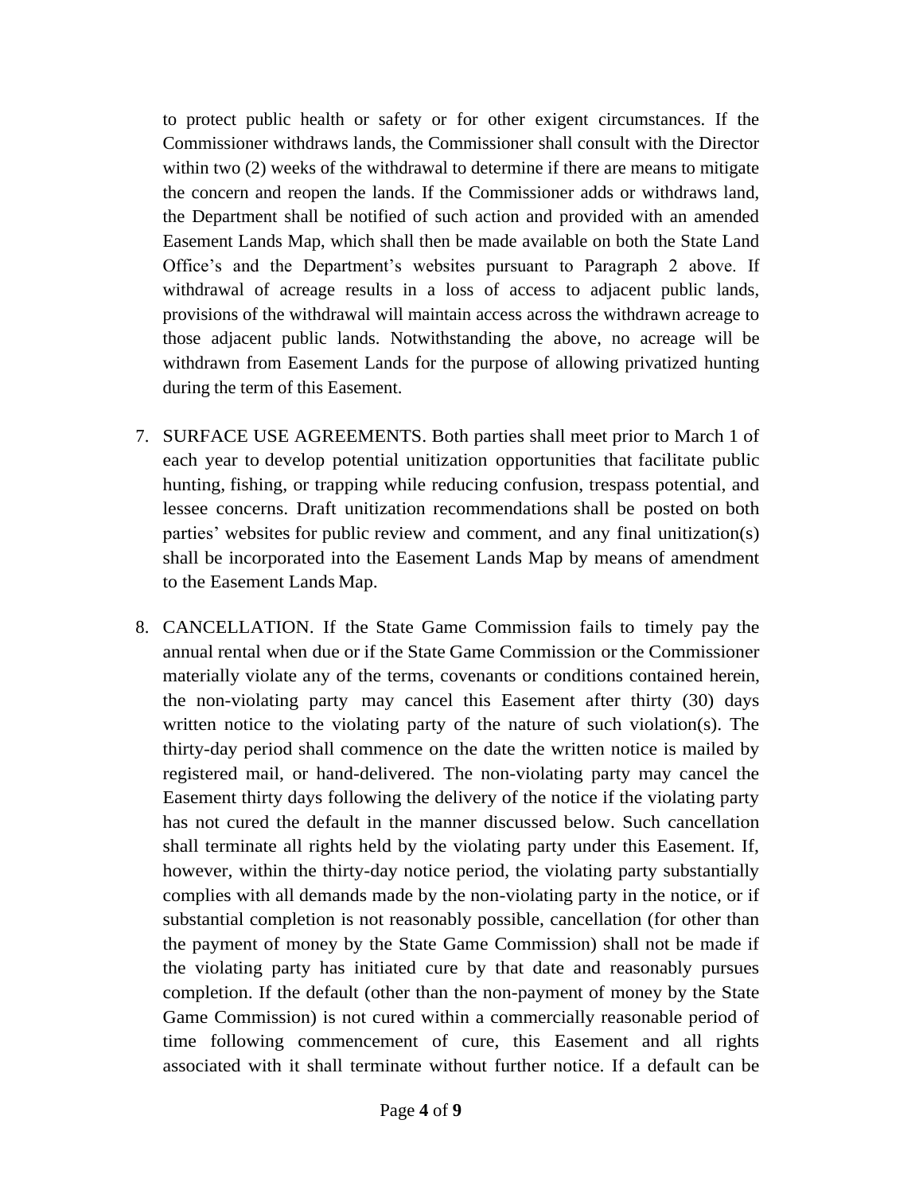to protect public health or safety or for other exigent circumstances. If the Commissioner withdraws lands, the Commissioner shall consult with the Director within two (2) weeks of the withdrawal to determine if there are means to mitigate the concern and reopen the lands. If the Commissioner adds or withdraws land, the Department shall be notified of such action and provided with an amended Easement Lands Map, which shall then be made available on both the State Land Office's and the Department's websites pursuant to Paragraph 2 above. If withdrawal of acreage results in a loss of access to adjacent public lands, provisions of the withdrawal will maintain access across the withdrawn acreage to those adjacent public lands. Notwithstanding the above, no acreage will be withdrawn from Easement Lands for the purpose of allowing privatized hunting during the term of this Easement.

7. SURFACE USE AGREEMENTS. Both parties shall meet prior to March 1 of each year to develop potential unitization opportunities that facilitate public hunting, fishing, or trapping while reducing confusion, trespass potential, and lessee concerns. Draft unitization recommendations shall be posted on both parties' websites for public review and comment, and any final unitization(s) shall be incorporated into the Easement Lands Map by means of amendment to the Easement Lands Map.

8. CANCELLATION. If the State Game Commission fails to timely pay the annual rental when due or if the State Game Commission or the Commissioner materially violate any of the terms, covenants or conditions contained herein, the non-violating party may cancel this Easement after thirty (30) days written notice to the violating party of the nature of such violation(s). The thirty-day period shall commence on the date the written notice is mailed by registered mail, or hand-delivered. The non-violating party may cancel the Easement thirty days following the delivery of the notice if the violating party has not cured the default in the manner discussed below. Such cancellation shall terminate all rights held by the violating party under this Easement. If, however, within the thirty-day notice period, the violating party substantially complies with all demands made by the non-violating party in the notice, or if substantial completion is not reasonably possible, cancellation (for other than the payment of money by the State Game Commission) shall not be made if the violating party has initiated cure by that date and reasonably pursues completion. If the default (other than the non-payment of money by the State Game Commission) is not cured within a commercially reasonable period of time following commencement of cure, this Easement and all rights associated with it shall terminate without further notice. If a default can be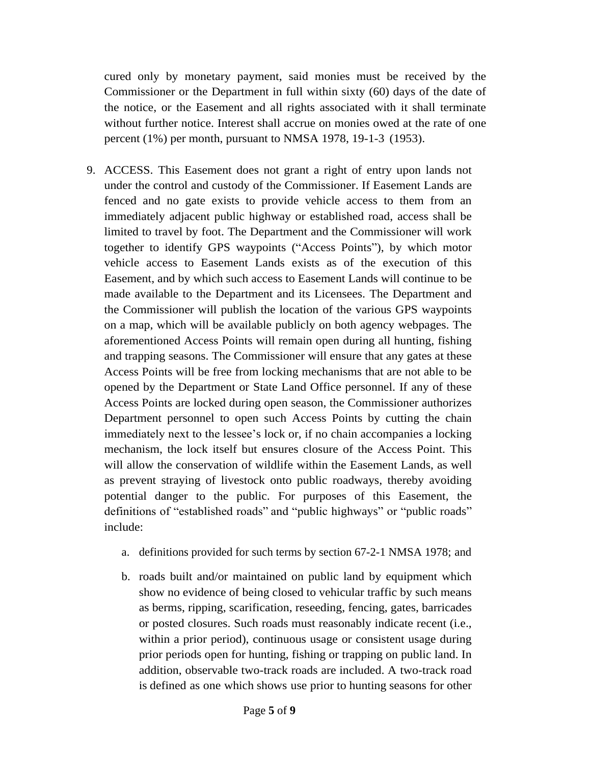cured only by monetary payment, said monies must be received by the Commissioner or the Department in full within sixty (60) days of the date of the notice, or the Easement and all rights associated with it shall terminate without further notice. Interest shall accrue on monies owed at the rate of one percent (1%) per month, pursuant to NMSA 1978, 19-1-3 (1953).

9. ACCESS. This Easement does not grant a right of entry upon lands not under the control and custody of the Commissioner. If Easement Lands are fenced and no gate exists to provide vehicle access to them from an immediately adjacent public highway or established road, access shall be limited to travel by foot. The Department and the Commissioner will work together to identify GPS waypoints ("Access Points"), by which motor vehicle access to Easement Lands exists as of the execution of this Easement, and by which such access to Easement Lands will continue to be made available to the Department and its Licensees. The Department and the Commissioner will publish the location of the various GPS waypoints on a map, which will be available publicly on both agency webpages. The aforementioned Access Points will remain open during all hunting, fishing and trapping seasons. The Commissioner will ensure that any gates at these Access Points will be free from locking mechanisms that are not able to be opened by the Department or State Land Office personnel. If any of these Access Points are locked during open season, the Commissioner authorizes Department personnel to open such Access Points by cutting the chain immediately next to the lessee's lock or, if no chain accompanies a locking mechanism, the lock itself but ensures closure of the Access Point. This will allow the conservation of wildlife within the Easement Lands, as well as prevent straying of livestock onto public roadways, thereby avoiding potential danger to the public. For purposes of this Easement, the definitions of "established roads" and "public highways" or "public roads" include:

    a. definitions provided for such terms by section 67-2-1 NMSA 1978; and

    b. roads built and/or maintained on public land by equipment which show no evidence of being closed to vehicular traffic by such means as berms, ripping, scarification, reseeding, fencing, gates, barricades or posted closures. Such roads must reasonably indicate recent (i.e., within a prior period), continuous usage or consistent usage during prior periods open for hunting, fishing or trapping on public land. In addition, observable two-track roads are included. A two-track road is defined as one which shows use prior to hunting seasons for other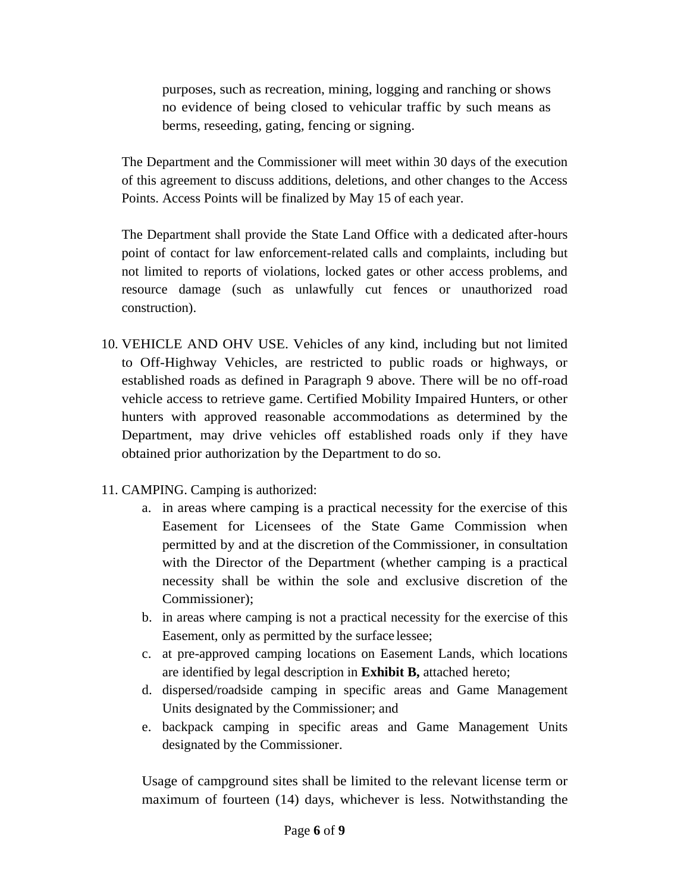purposes, such as recreation, mining, logging and ranching or shows no evidence of being closed to vehicular traffic by such means as berms, reseeding, gating, fencing or signing.

The Department and the Commissioner will meet within 30 days of the execution of this agreement to discuss additions, deletions, and other changes to the Access Points. Access Points will be finalized by May 15 of each year.

The Department shall provide the State Land Office with a dedicated after-hours point of contact for law enforcement-related calls and complaints, including but not limited to reports of violations, locked gates or other access problems, and resource damage (such as unlawfully cut fences or unauthorized road construction).

10. VEHICLE AND OHV USE. Vehicles of any kind, including but not limited to Off-Highway Vehicles, are restricted to public roads or highways, or established roads as defined in Paragraph 9 above. There will be no off-road vehicle access to retrieve game. Certified Mobility Impaired Hunters, or other hunters with approved reasonable accommodations as determined by the Department, may drive vehicles off established roads only if they have obtained prior authorization by the Department to do so.

11. CAMPING. Camping is authorized:
    a. in areas where camping is a practical necessity for the exercise of this Easement for Licensees of the State Game Commission when permitted by and at the discretion of the Commissioner, in consultation with the Director of the Department (whether camping is a practical necessity shall be within the sole and exclusive discretion of the Commissioner);
    b. in areas where camping is not a practical necessity for the exercise of this Easement, only as permitted by the surface lessee;
    c. at pre-approved camping locations on Easement Lands, which locations are identified by legal description in **Exhibit B,** attached hereto;
    d. dispersed/roadside camping in specific areas and Game Management Units designated by the Commissioner; and
    e. backpack camping in specific areas and Game Management Units designated by the Commissioner.

    Usage of campground sites shall be limited to the relevant license term or maximum of fourteen (14) days, whichever is less. Notwithstanding the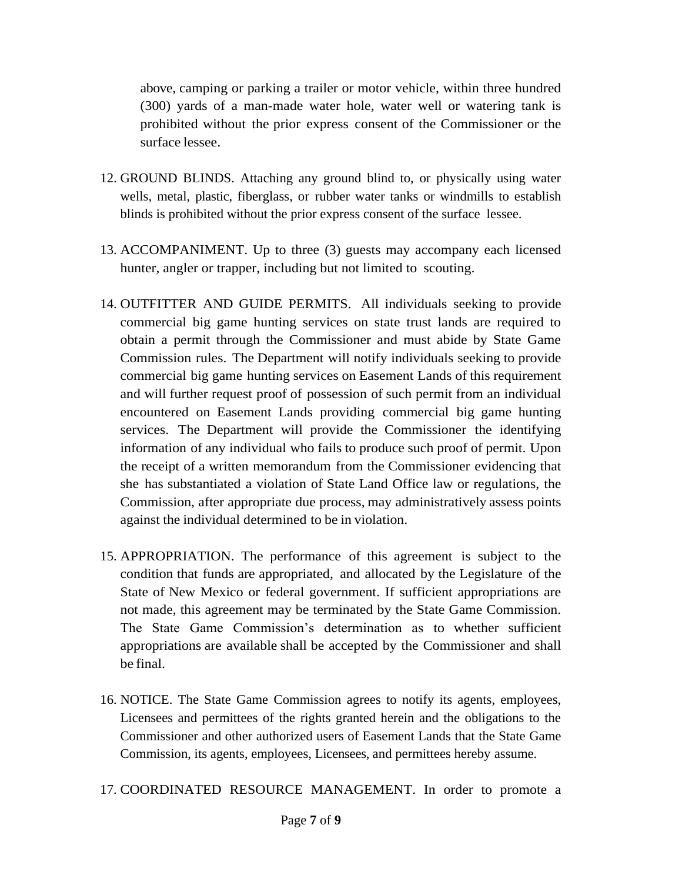above, camping or parking a trailer or motor vehicle, within three hundred (300) yards of a man-made water hole, water well or watering tank is prohibited without the prior express consent of the Commissioner or the surface lessee.

12. GROUND BLINDS. Attaching any ground blind to, or physically using water wells, metal, plastic, fiberglass, or rubber water tanks or windmills to establish blinds is prohibited without the prior express consent of the surface lessee.

13. ACCOMPANIMENT. Up to three (3) guests may accompany each licensed hunter, angler or trapper, including but not limited to scouting.

14. OUTFITTER AND GUIDE PERMITS. All individuals seeking to provide commercial big game hunting services on state trust lands are required to obtain a permit through the Commissioner and must abide by State Game Commission rules. The Department will notify individuals seeking to provide commercial big game hunting services on Easement Lands of this requirement and will further request proof of possession of such permit from an individual encountered on Easement Lands providing commercial big game hunting services. The Department will provide the Commissioner the identifying information of any individual who fails to produce such proof of permit. Upon the receipt of a written memorandum from the Commissioner evidencing that she has substantiated a violation of State Land Office law or regulations, the Commission, after appropriate due process, may administratively assess points against the individual determined to be in violation.

15. APPROPRIATION. The performance of this agreement is subject to the condition that funds are appropriated, and allocated by the Legislature of the State of New Mexico or federal government. If sufficient appropriations are not made, this agreement may be terminated by the State Game Commission. The State Game Commission's determination as to whether sufficient appropriations are available shall be accepted by the Commissioner and shall be final.

16. NOTICE. The State Game Commission agrees to notify its agents, employees, Licensees and permittees of the rights granted herein and the obligations to the Commissioner and other authorized users of Easement Lands that the State Game Commission, its agents, employees, Licensees, and permittees hereby assume.

17. COORDINATED RESOURCE MANAGEMENT. In order to promote a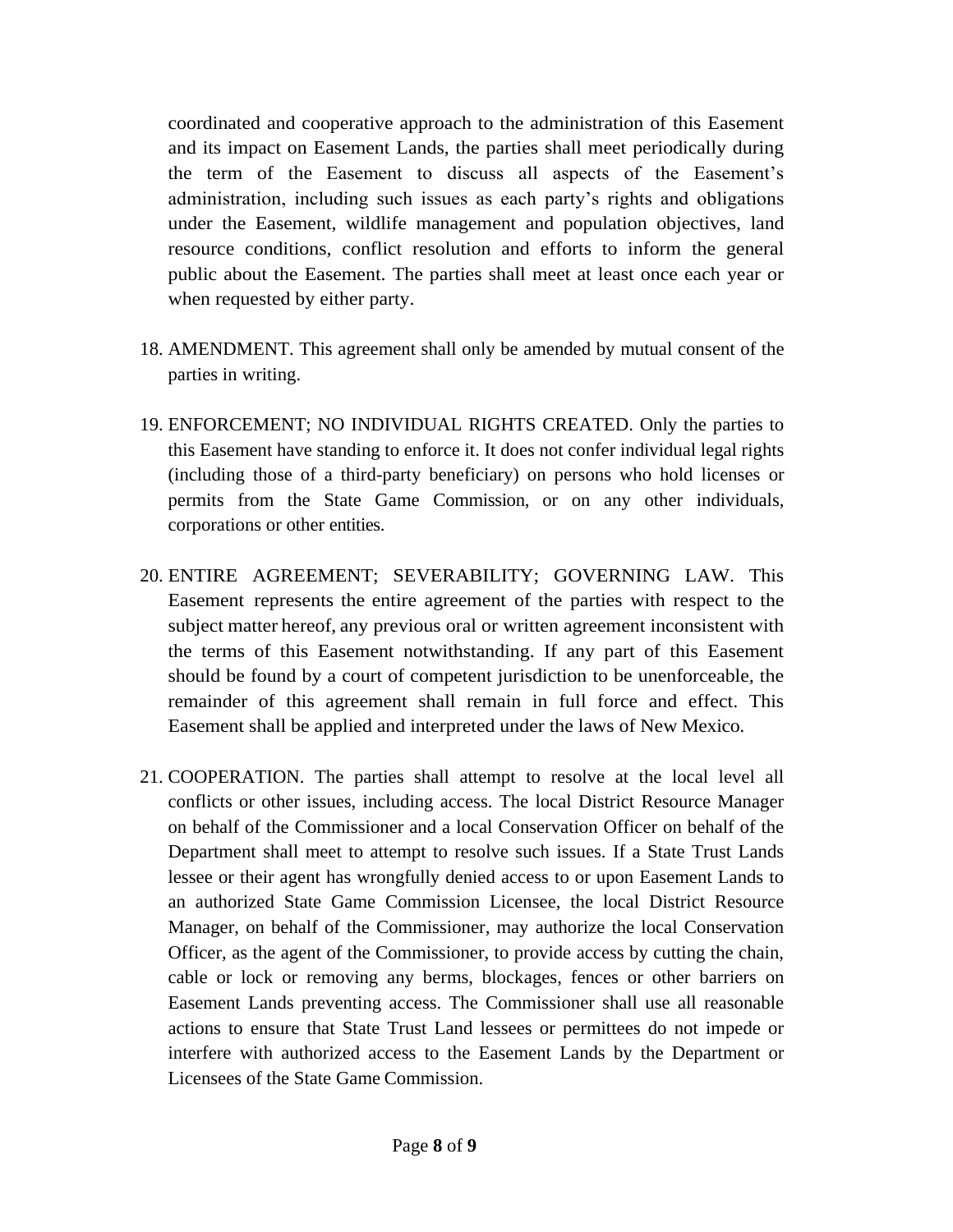coordinated and cooperative approach to the administration of this Easement and its impact on Easement Lands, the parties shall meet periodically during the term of the Easement to discuss all aspects of the Easement's administration, including such issues as each party's rights and obligations under the Easement, wildlife management and population objectives, land resource conditions, conflict resolution and efforts to inform the general public about the Easement. The parties shall meet at least once each year or when requested by either party.

18. AMENDMENT. This agreement shall only be amended by mutual consent of the parties in writing.

19. ENFORCEMENT; NO INDIVIDUAL RIGHTS CREATED. Only the parties to this Easement have standing to enforce it. It does not confer individual legal rights (including those of a third-party beneficiary) on persons who hold licenses or permits from the State Game Commission, or on any other individuals, corporations or other entities.

20. ENTIRE AGREEMENT; SEVERABILITY; GOVERNING LAW. This Easement represents the entire agreement of the parties with respect to the subject matter hereof, any previous oral or written agreement inconsistent with the terms of this Easement notwithstanding. If any part of this Easement should be found by a court of competent jurisdiction to be unenforceable, the remainder of this agreement shall remain in full force and effect. This Easement shall be applied and interpreted under the laws of New Mexico.

21. COOPERATION. The parties shall attempt to resolve at the local level all conflicts or other issues, including access. The local District Resource Manager on behalf of the Commissioner and a local Conservation Officer on behalf of the Department shall meet to attempt to resolve such issues. If a State Trust Lands lessee or their agent has wrongfully denied access to or upon Easement Lands to an authorized State Game Commission Licensee, the local District Resource Manager, on behalf of the Commissioner, may authorize the local Conservation Officer, as the agent of the Commissioner, to provide access by cutting the chain, cable or lock or removing any berms, blockages, fences or other barriers on Easement Lands preventing access. The Commissioner shall use all reasonable actions to ensure that State Trust Land lessees or permittees do not impede or interfere with authorized access to the Easement Lands by the Department or Licensees of the State Game Commission.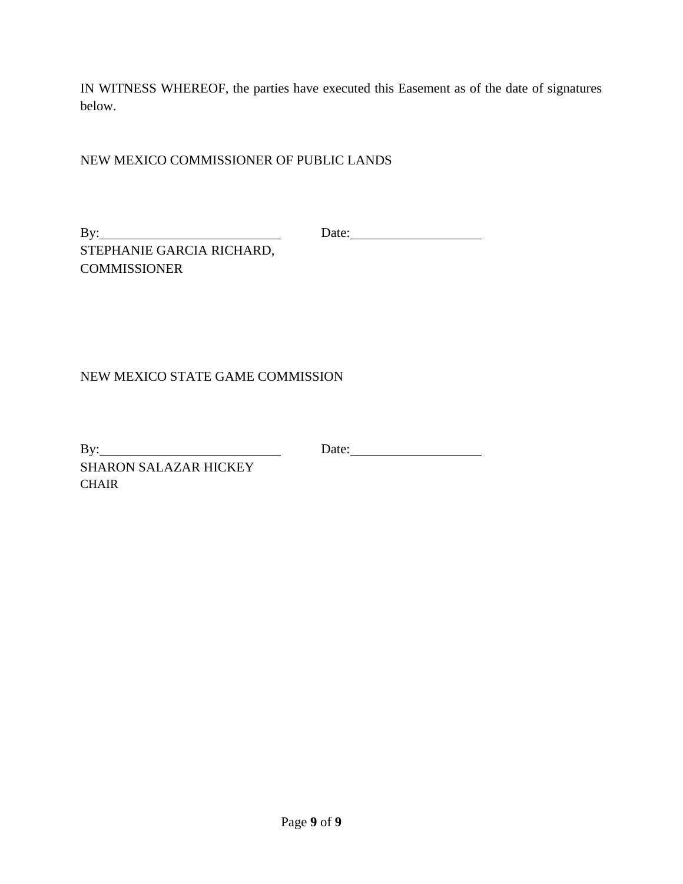IN WITNESS WHEREOF, the parties have executed this Easement as of the date of signatures below.

NEW MEXICO COMMISSIONER OF PUBLIC LANDS

By:____________________________ Date:____________________

STEPHANIE GARCIA RICHARD,
COMMISSIONER

NEW MEXICO STATE GAME COMMISSION

By:____________________________ Date:____________________

SHARON SALAZAR HICKEY
CHAIR